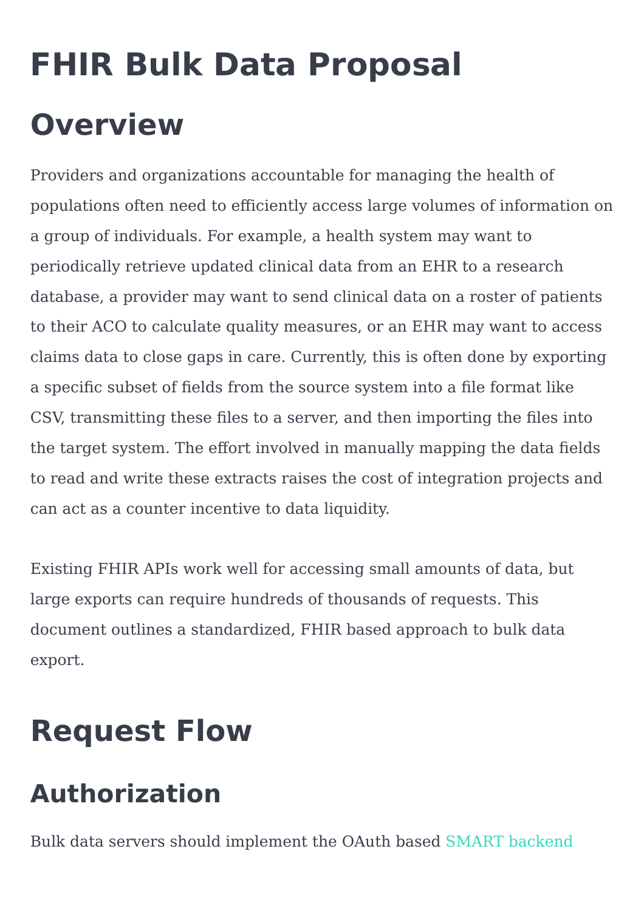# FHIR Bulk Data Proposal

# Overview

Providers and organizations accountable for managing the health of populations often need to efficiently access large volumes of information on a group of individuals. For example, a health system may want to periodically retrieve updated clinical data from an EHR to a research database, a provider may want to send clinical data on a roster of patients to their ACO to calculate quality measures, or an EHR may want to access claims data to close gaps in care. Currently, this is often done by exporting a specific subset of fields from the source system into a file format like CSV, transmitting these files to a server, and then importing the files into the target system. The effort involved in manually mapping the data fields to read and write these extracts raises the cost of integration projects and can act as a counter incentive to data liquidity.

Existing FHIR APIs work well for accessing small amounts of data, but large exports can require hundreds of thousands of requests. This document outlines a standardized, FHIR based approach to bulk data export.

# Request Flow

## Authorization

Bulk data servers should implement the OAuth based SMART backend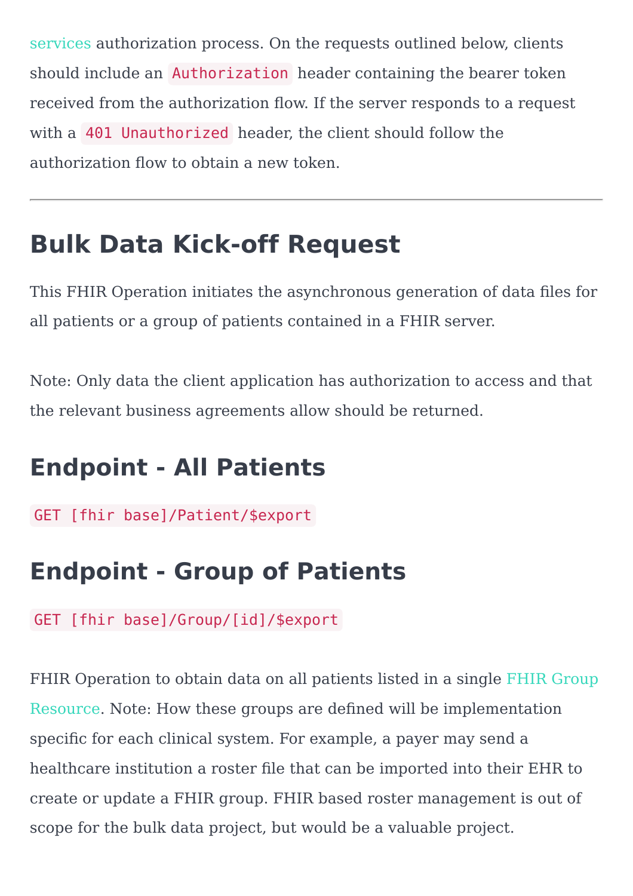services authorization process. On the requests outlined below, clients should include an `Authorization` header containing the bearer token received from the authorization flow. If the server responds to a request with a `401 Unauthorized` header, the client should follow the authorization flow to obtain a new token.

---

## Bulk Data Kick-off Request

This FHIR Operation initiates the asynchronous generation of data files for all patients or a group of patients contained in a FHIR server.

Note: Only data the client application has authorization to access and that the relevant business agreements allow should be returned.

### Endpoint - All Patients

`GET [fhir base]/Patient/$export`

### Endpoint - Group of Patients

`GET [fhir base]/Group/[id]/$export`

FHIR Operation to obtain data on all patients listed in a single FHIR Group Resource. Note: How these groups are defined will be implementation specific for each clinical system. For example, a payer may send a healthcare institution a roster file that can be imported into their EHR to create or update a FHIR group. FHIR based roster management is out of scope for the bulk data project, but would be a valuable project.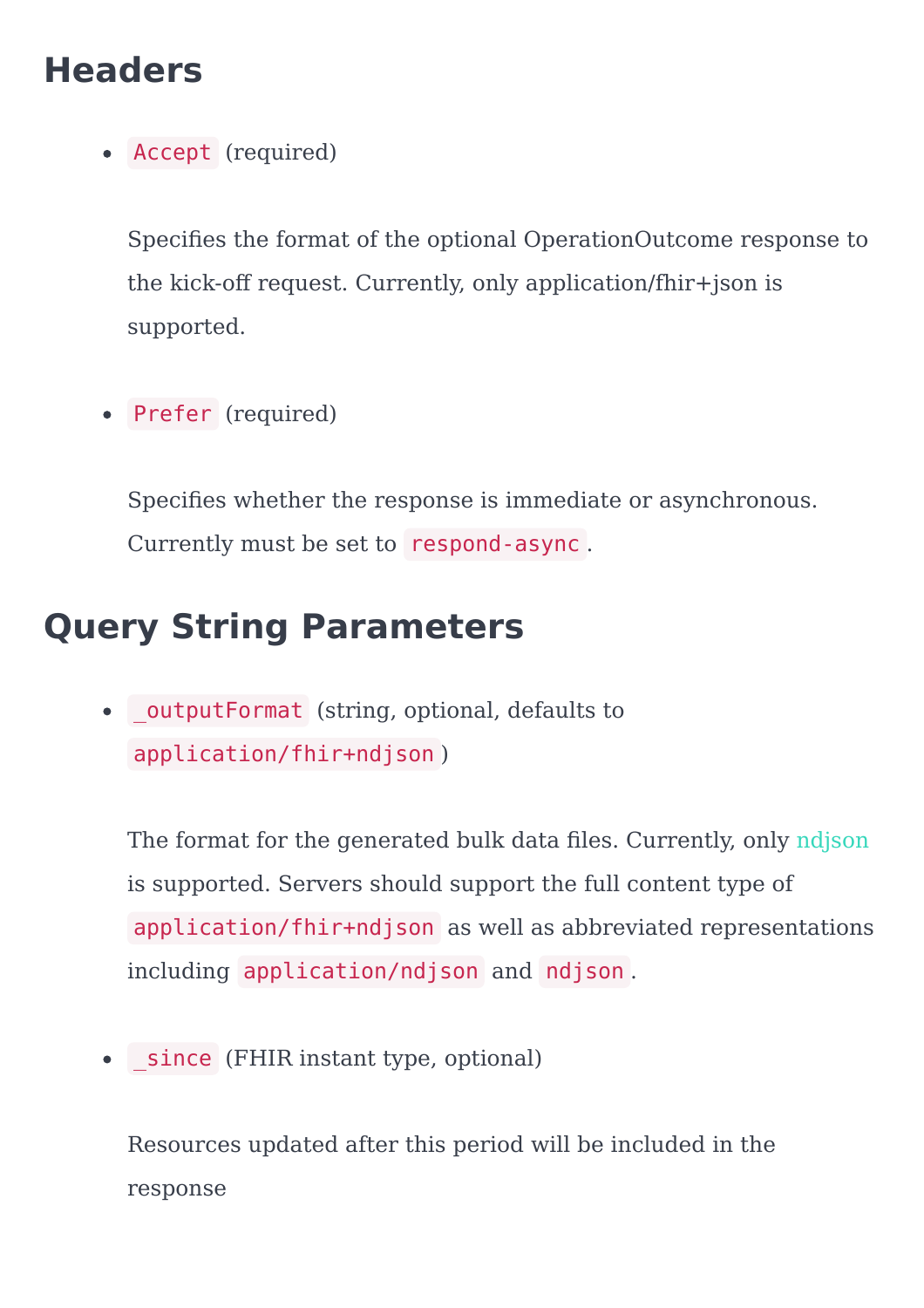# Headers

- `Accept` (required)

  Specifies the format of the optional OperationOutcome response to the kick-off request. Currently, only application/fhir+json is supported.

- `Prefer` (required)

  Specifies whether the response is immediate or asynchronous. Currently must be set to `respond-async`.

# Query String Parameters

- `_outputFormat` (string, optional, defaults to `application/fhir+ndjson`)

  The format for the generated bulk data files. Currently, only ndjson is supported. Servers should support the full content type of `application/fhir+ndjson` as well as abbreviated representations including `application/ndjson` and `ndjson`.

- `_since` (FHIR instant type, optional)

  Resources updated after this period will be included in the response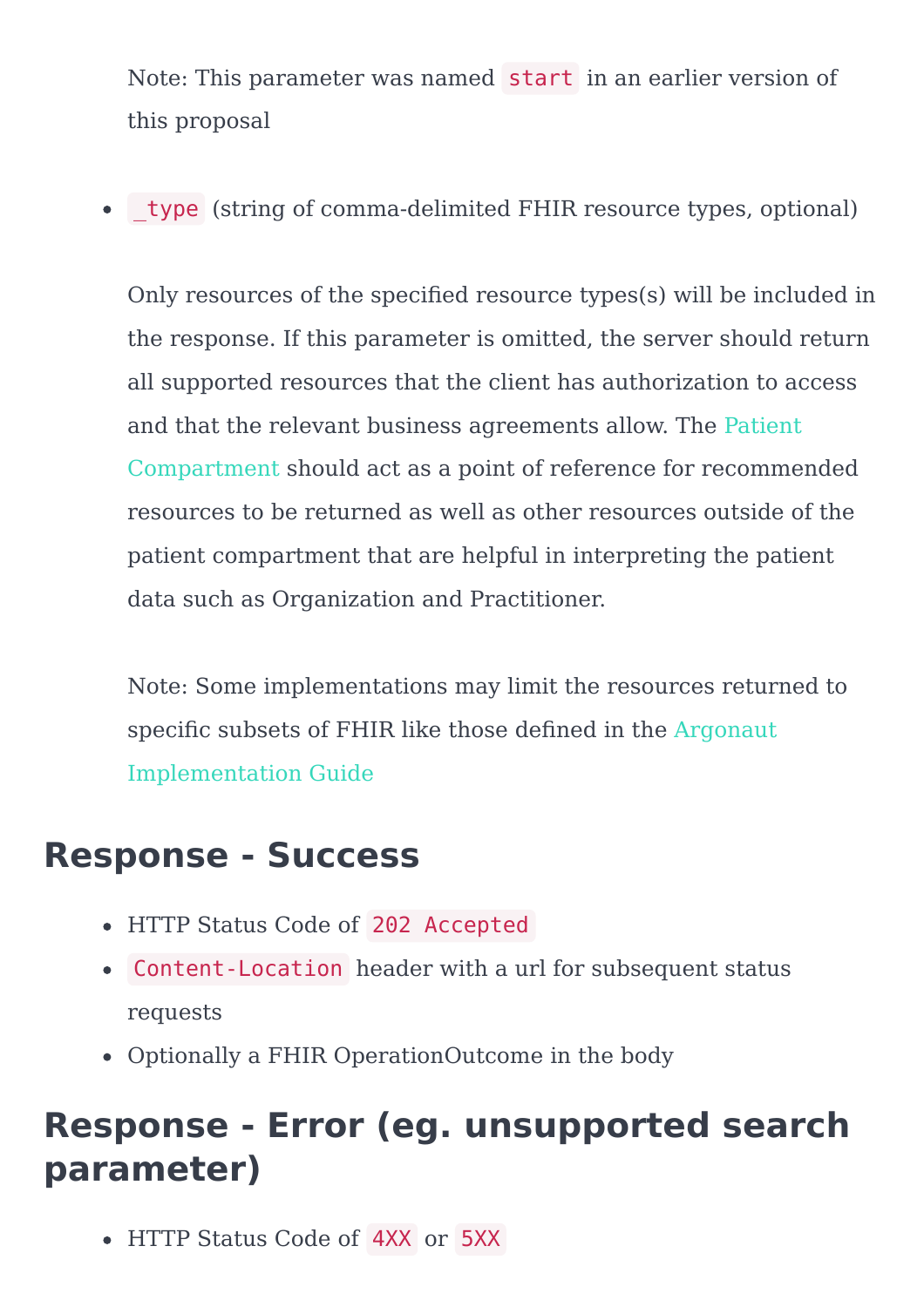Note: This parameter was named `start` in an earlier version of this proposal

- `_type` (string of comma-delimited FHIR resource types, optional)

  Only resources of the specified resource types(s) will be included in the response. If this parameter is omitted, the server should return all supported resources that the client has authorization to access and that the relevant business agreements allow. The Patient Compartment should act as a point of reference for recommended resources to be returned as well as other resources outside of the patient compartment that are helpful in interpreting the patient data such as Organization and Practitioner.

  Note: Some implementations may limit the resources returned to specific subsets of FHIR like those defined in the Argonaut Implementation Guide

## Response - Success

- HTTP Status Code of `202 Accepted`
- `Content-Location` header with a url for subsequent status requests
- Optionally a FHIR OperationOutcome in the body

## Response - Error (eg. unsupported search parameter)

- HTTP Status Code of `4XX` or `5XX`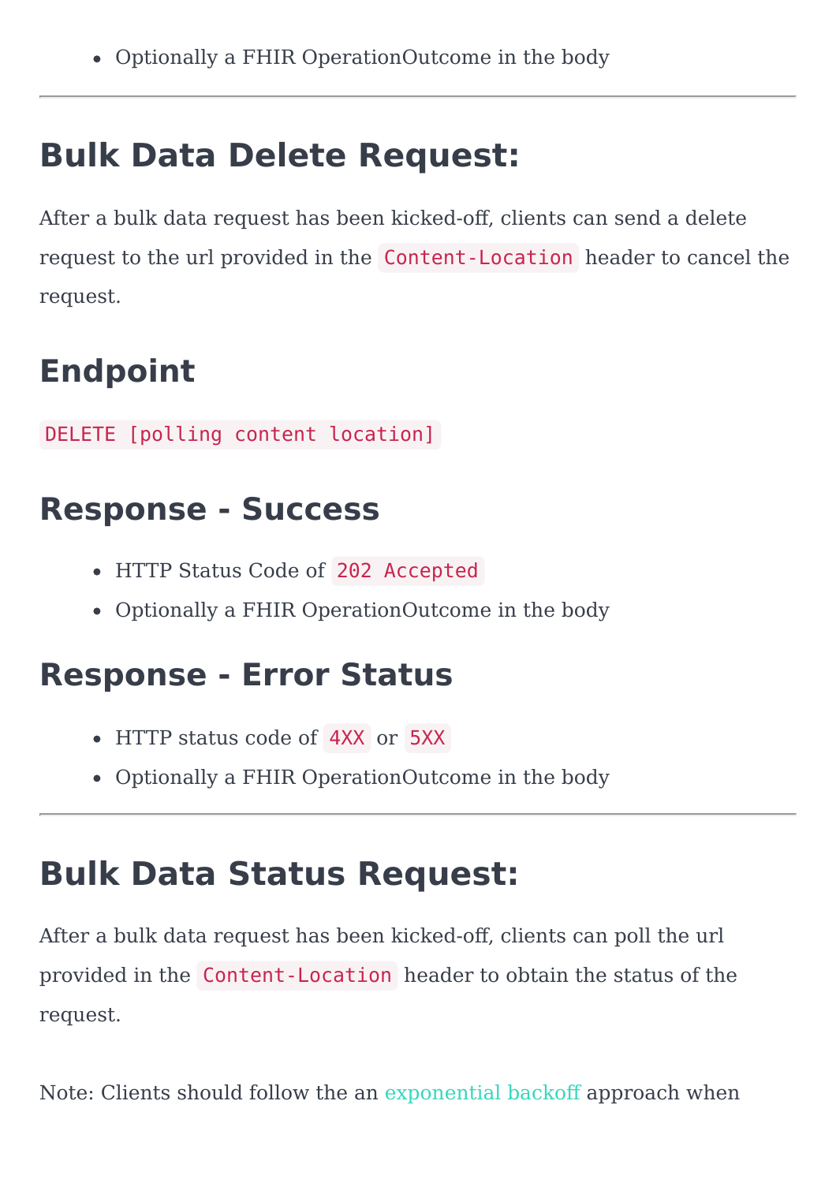- Optionally a FHIR OperationOutcome in the body

---

# Bulk Data Delete Request:

After a bulk data request has been kicked-off, clients can send a delete request to the url provided in the `Content-Location` header to cancel the request.

## Endpoint

`DELETE [polling content location]`

## Response - Success

- HTTP Status Code of `202 Accepted`
- Optionally a FHIR OperationOutcome in the body

## Response - Error Status

- HTTP status code of `4XX` or `5XX`
- Optionally a FHIR OperationOutcome in the body

---

# Bulk Data Status Request:

After a bulk data request has been kicked-off, clients can poll the url provided in the `Content-Location` header to obtain the status of the request.

Note: Clients should follow the an exponential backoff approach when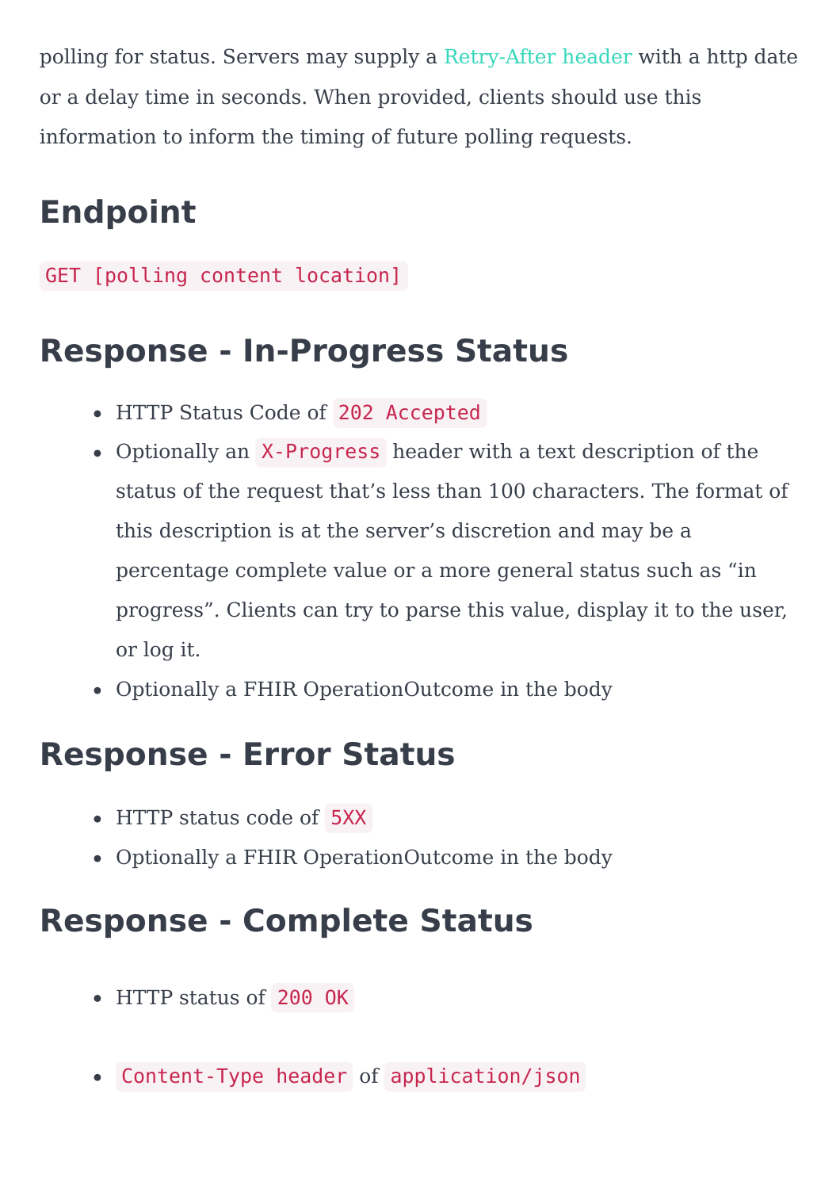polling for status. Servers may supply a Retry-After header with a http date or a delay time in seconds. When provided, clients should use this information to inform the timing of future polling requests.

## Endpoint

`GET [polling content location]`

## Response - In-Progress Status

- HTTP Status Code of `202 Accepted`
- Optionally an `X-Progress` header with a text description of the status of the request that's less than 100 characters. The format of this description is at the server's discretion and may be a percentage complete value or a more general status such as "in progress". Clients can try to parse this value, display it to the user, or log it.
- Optionally a FHIR OperationOutcome in the body

## Response - Error Status

- HTTP status code of `5XX`
- Optionally a FHIR OperationOutcome in the body

## Response - Complete Status

- HTTP status of `200 OK`
- `Content-Type header` of `application/json`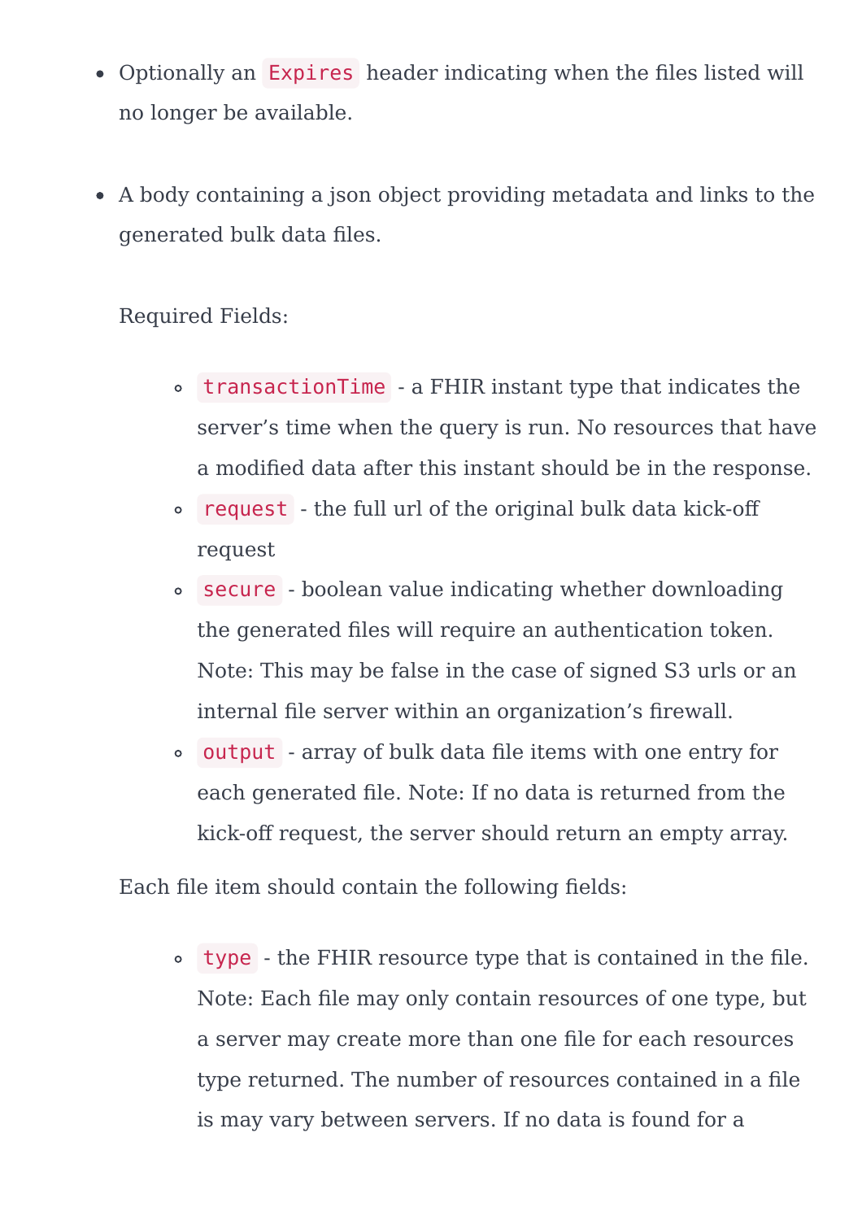- Optionally an `Expires` header indicating when the files listed will no longer be available.

- A body containing a json object providing metadata and links to the generated bulk data files.

  Required Fields:

  - `transactionTime` - a FHIR instant type that indicates the server's time when the query is run. No resources that have a modified data after this instant should be in the response.
  - `request` - the full url of the original bulk data kick-off request
  - `secure` - boolean value indicating whether downloading the generated files will require an authentication token. Note: This may be false in the case of signed S3 urls or an internal file server within an organization's firewall.
  - `output` - array of bulk data file items with one entry for each generated file. Note: If no data is returned from the kick-off request, the server should return an empty array.

  Each file item should contain the following fields:

  - `type` - the FHIR resource type that is contained in the file. Note: Each file may only contain resources of one type, but a server may create more than one file for each resources type returned. The number of resources contained in a file is may vary between servers. If no data is found for a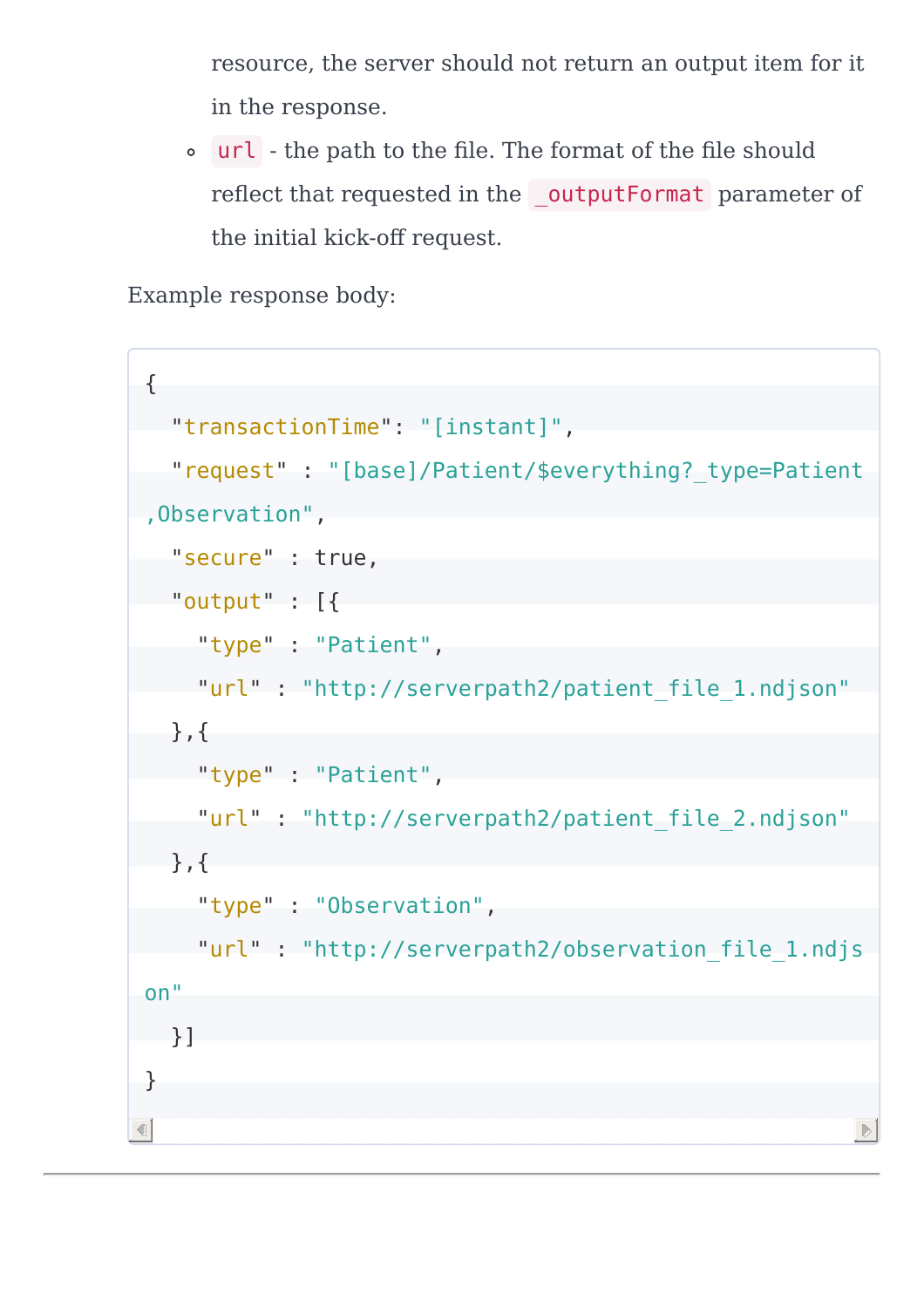resource, the server should not return an output item for it in the response.
  - `url` - the path to the file. The format of the file should reflect that requested in the `_outputFormat` parameter of the initial kick-off request.

Example response body:

```
{
  "transactionTime": "[instant]",
  "request" : "[base]/Patient/$everything?_type=Patient,Observation",
  "secure" : true,
  "output" : [{
    "type" : "Patient",
    "url" : "http://serverpath2/patient_file_1.ndjson"
  },{
    "type" : "Patient",
    "url" : "http://serverpath2/patient_file_2.ndjson"
  },{
    "type" : "Observation",
    "url" : "http://serverpath2/observation_file_1.ndjson"
  }]
}
```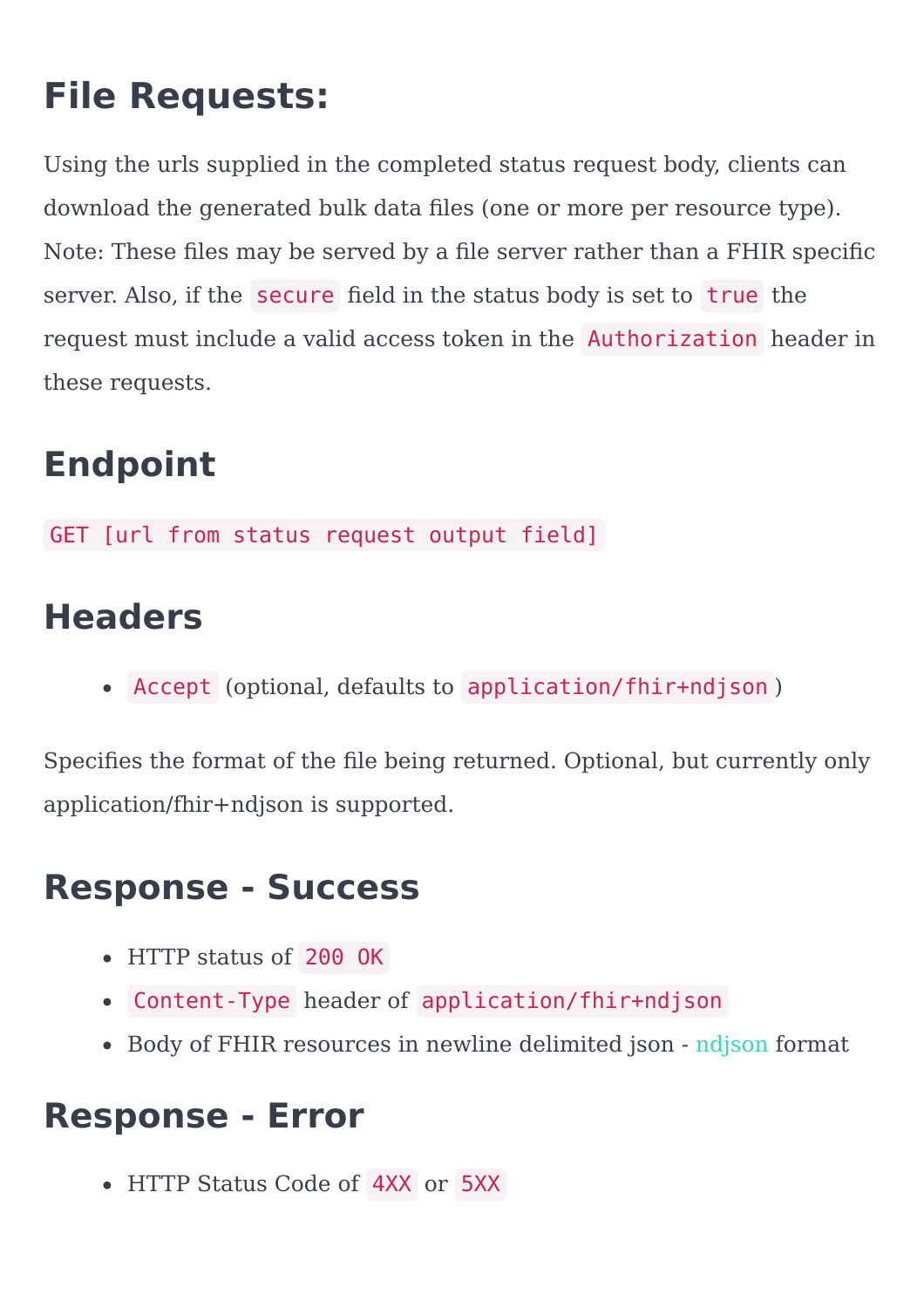## File Requests:

Using the urls supplied in the completed status request body, clients can download the generated bulk data files (one or more per resource type). Note: These files may be served by a file server rather than a FHIR specific server. Also, if the `secure` field in the status body is set to `true` the request must include a valid access token in the `Authorization` header in these requests.

## Endpoint

`GET [url from status request output field]`

## Headers

- `Accept` (optional, defaults to `application/fhir+ndjson`)

Specifies the format of the file being returned. Optional, but currently only application/fhir+ndjson is supported.

## Response - Success

- HTTP status of `200 OK`
- `Content-Type` header of `application/fhir+ndjson`
- Body of FHIR resources in newline delimited json - ndjson format

## Response - Error

- HTTP Status Code of `4XX` or `5XX`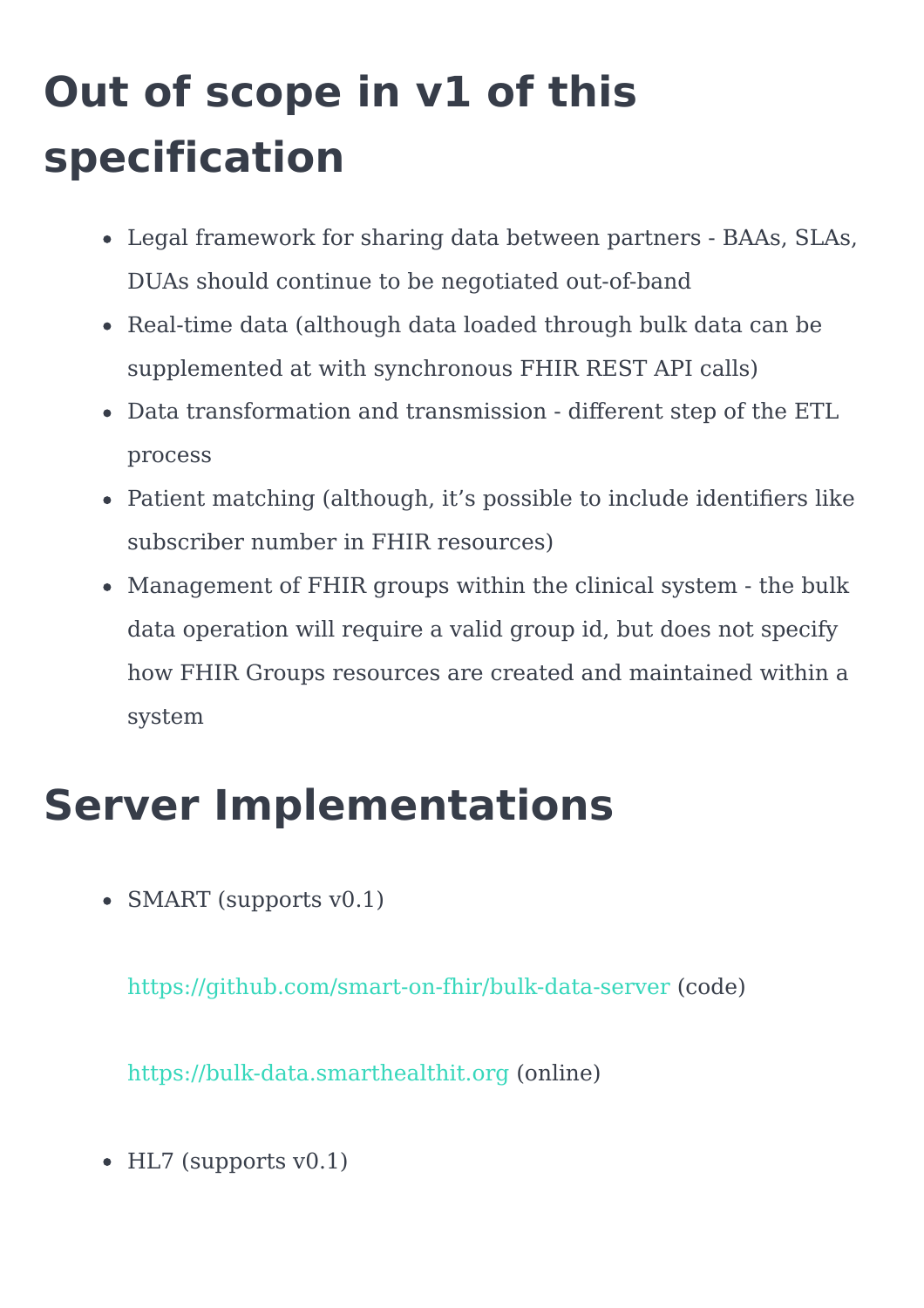# Out of scope in v1 of this specification

- Legal framework for sharing data between partners - BAAs, SLAs, DUAs should continue to be negotiated out-of-band
- Real-time data (although data loaded through bulk data can be supplemented at with synchronous FHIR REST API calls)
- Data transformation and transmission - different step of the ETL process
- Patient matching (although, it's possible to include identifiers like subscriber number in FHIR resources)
- Management of FHIR groups within the clinical system - the bulk data operation will require a valid group id, but does not specify how FHIR Groups resources are created and maintained within a system

# Server Implementations

- SMART (supports v0.1)

  https://github.com/smart-on-fhir/bulk-data-server (code)

  https://bulk-data.smarthealthit.org (online)

- HL7 (supports v0.1)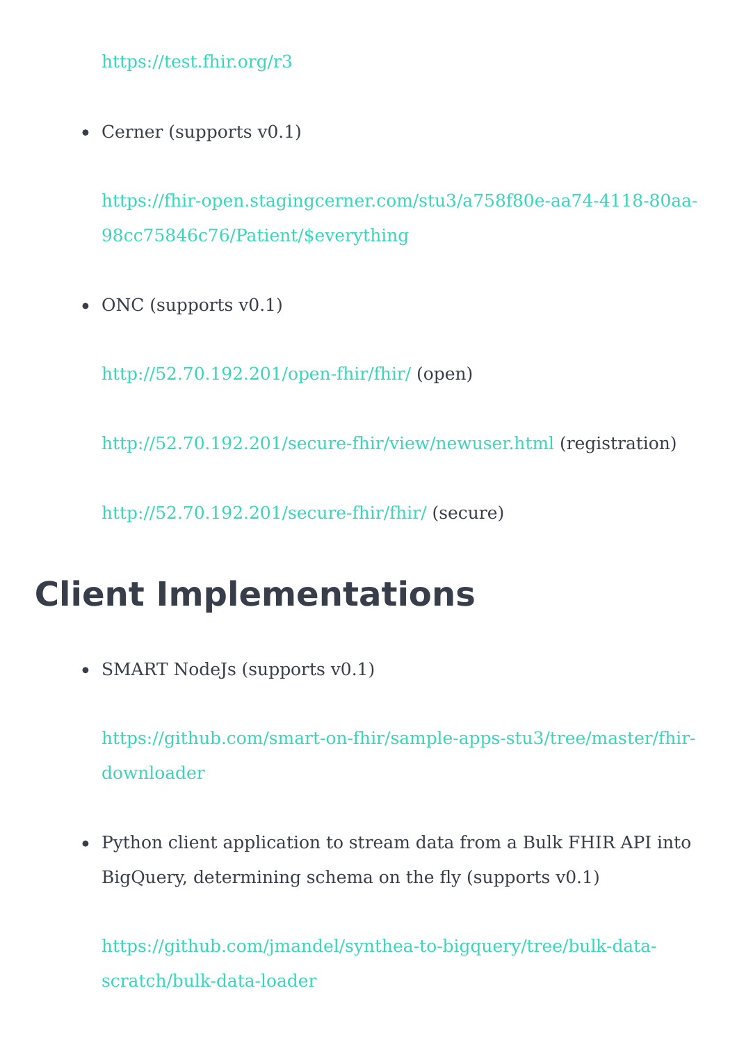https://test.fhir.org/r3

- Cerner (supports v0.1)

  https://fhir-open.stagingcerner.com/stu3/a758f80e-aa74-4118-80aa-98cc75846c76/Patient/$everything

- ONC (supports v0.1)

  http://52.70.192.201/open-fhir/fhir/ (open)

  http://52.70.192.201/secure-fhir/view/newuser.html (registration)

  http://52.70.192.201/secure-fhir/fhir/ (secure)

# Client Implementations

- SMART NodeJs (supports v0.1)

  https://github.com/smart-on-fhir/sample-apps-stu3/tree/master/fhir-downloader

- Python client application to stream data from a Bulk FHIR API into BigQuery, determining schema on the fly (supports v0.1)

  https://github.com/jmandel/synthea-to-bigquery/tree/bulk-data-scratch/bulk-data-loader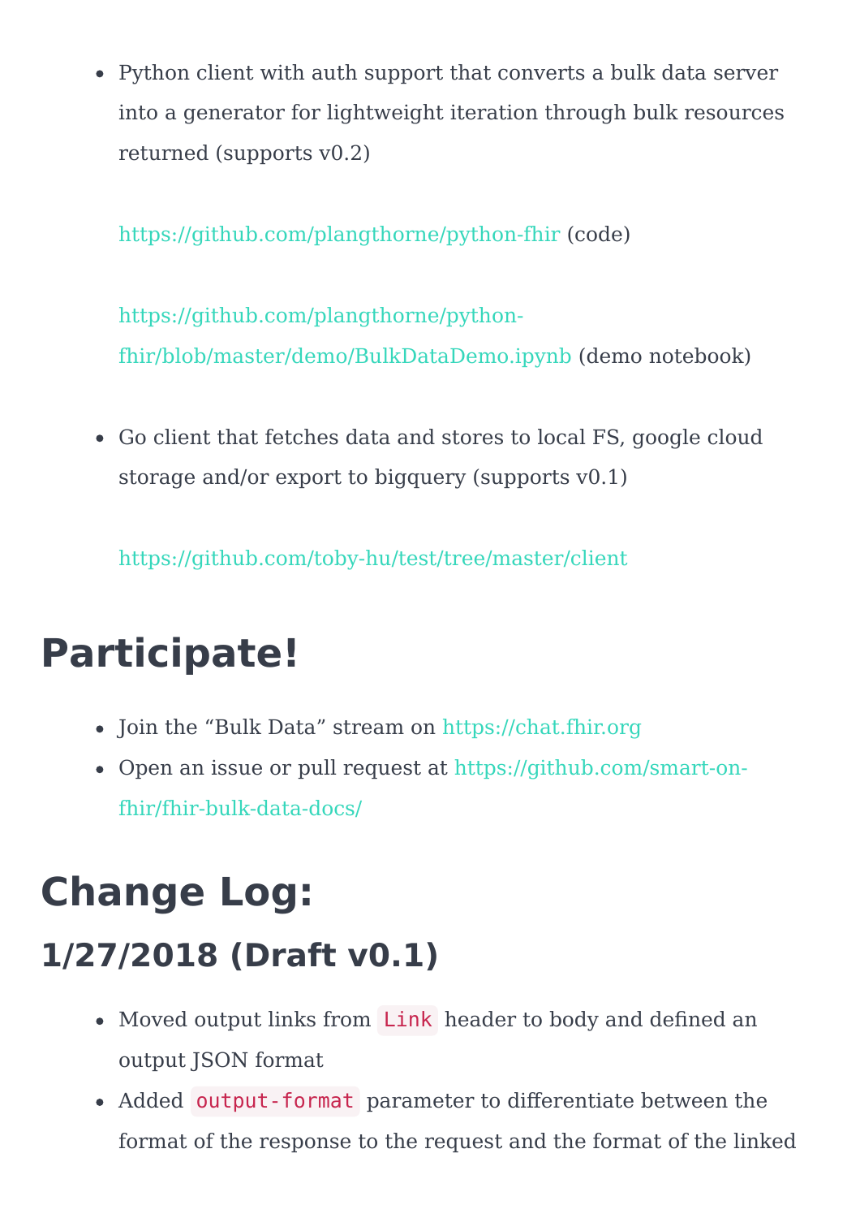- Python client with auth support that converts a bulk data server into a generator for lightweight iteration through bulk resources returned (supports v0.2)

  https://github.com/plangthorne/python-fhir (code)

  https://github.com/plangthorne/python-fhir/blob/master/demo/BulkDataDemo.ipynb (demo notebook)

- Go client that fetches data and stores to local FS, google cloud storage and/or export to bigquery (supports v0.1)

  https://github.com/toby-hu/test/tree/master/client

# Participate!

- Join the “Bulk Data” stream on https://chat.fhir.org
- Open an issue or pull request at https://github.com/smart-on-fhir/fhir-bulk-data-docs/

# Change Log:

## 1/27/2018 (Draft v0.1)

- Moved output links from `Link` header to body and defined an output JSON format
- Added `output-format` parameter to differentiate between the format of the response to the request and the format of the linked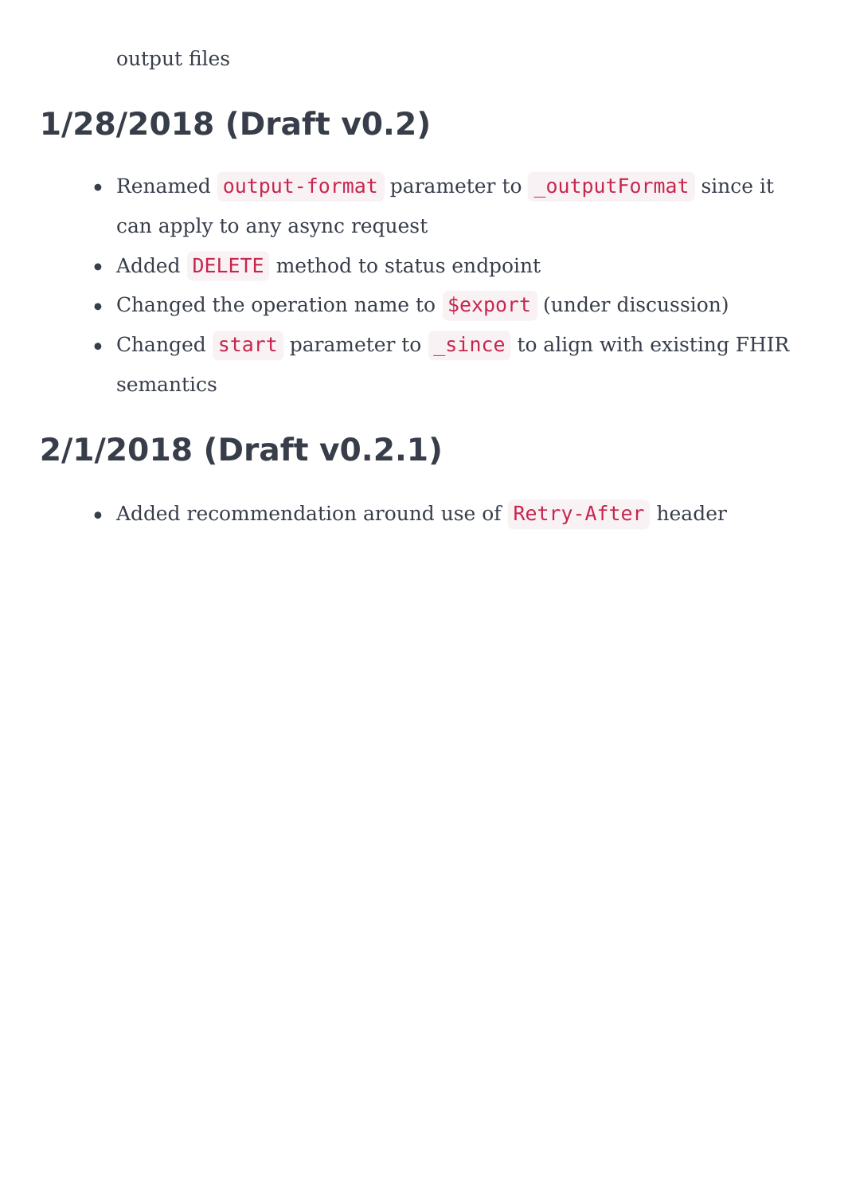output files

## 1/28/2018 (Draft v0.2)

- Renamed `output-format` parameter to `_outputFormat` since it can apply to any async request
- Added `DELETE` method to status endpoint
- Changed the operation name to `$export` (under discussion)
- Changed `start` parameter to `_since` to align with existing FHIR semantics

## 2/1/2018 (Draft v0.2.1)

- Added recommendation around use of `Retry-After` header